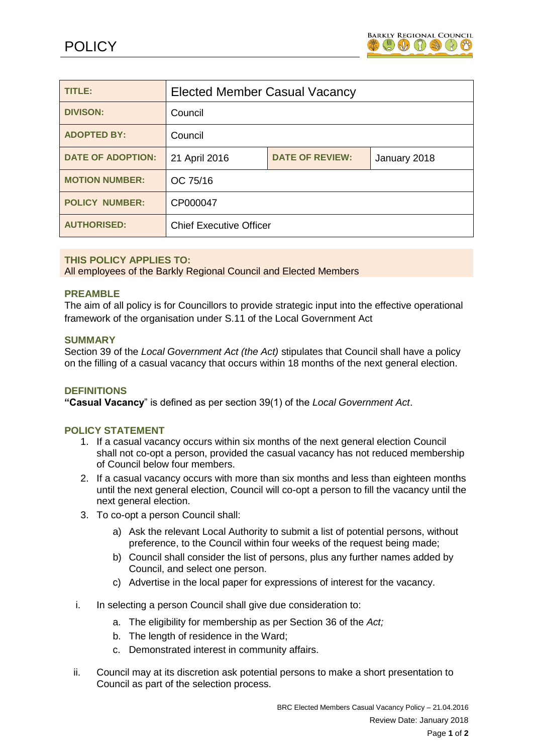# POLICY

| TITLE: | Elected Member Casual Vacancy | | |
|---|---|---|---|
| DIVISON: | Council | | |
| ADOPTED BY: | Council | | |
| DATE OF ADOPTION: | 21 April 2016 | DATE OF REVIEW: | January 2018 |
| MOTION NUMBER: | OC 75/16 | | |
| POLICY NUMBER: | CP000047 | | |
| AUTHORISED: | Chief Executive Officer | | |

### THIS POLICY APPLIES TO:

All employees of the Barkly Regional Council and Elected Members

### PREAMBLE

The aim of all policy is for Councillors to provide strategic input into the effective operational framework of the organisation under S.11 of the Local Government Act

### SUMMARY

Section 39 of the *Local Government Act (the Act)* stipulates that Council shall have a policy on the filling of a casual vacancy that occurs within 18 months of the next general election.

### DEFINITIONS

**"Casual Vacancy**" is defined as per section 39(1) of the *Local Government Act*.

### POLICY STATEMENT

1. If a casual vacancy occurs within six months of the next general election Council shall not co-opt a person, provided the casual vacancy has not reduced membership of Council below four members.
2. If a casual vacancy occurs with more than six months and less than eighteen months until the next general election, Council will co-opt a person to fill the vacancy until the next general election.
3. To co-opt a person Council shall:
   a) Ask the relevant Local Authority to submit a list of potential persons, without preference, to the Council within four weeks of the request being made;
   b) Council shall consider the list of persons, plus any further names added by Council, and select one person.
   c) Advertise in the local paper for expressions of interest for the vacancy.

i. In selecting a person Council shall give due consideration to:
   a. The eligibility for membership as per Section 36 of the *Act;*
   b. The length of residence in the Ward;
   c. Demonstrated interest in community affairs.

ii. Council may at its discretion ask potential persons to make a short presentation to Council as part of the selection process.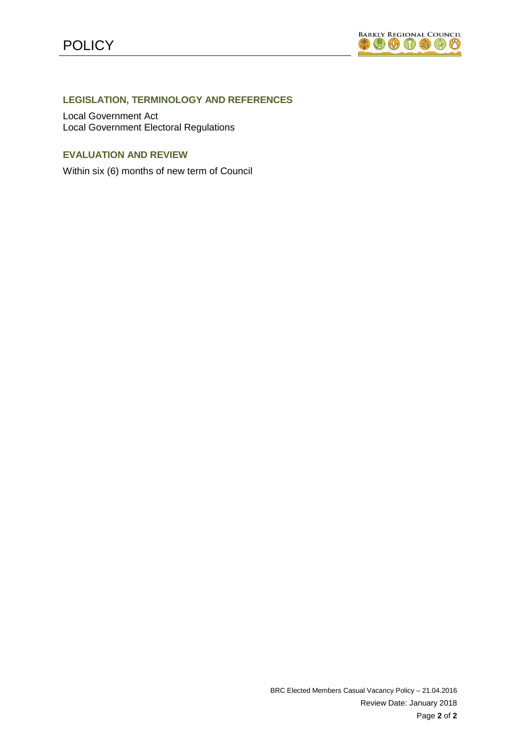## LEGISLATION, TERMINOLOGY AND REFERENCES

Local Government Act
Local Government Electoral Regulations

## EVALUATION AND REVIEW

Within six (6) months of new term of Council